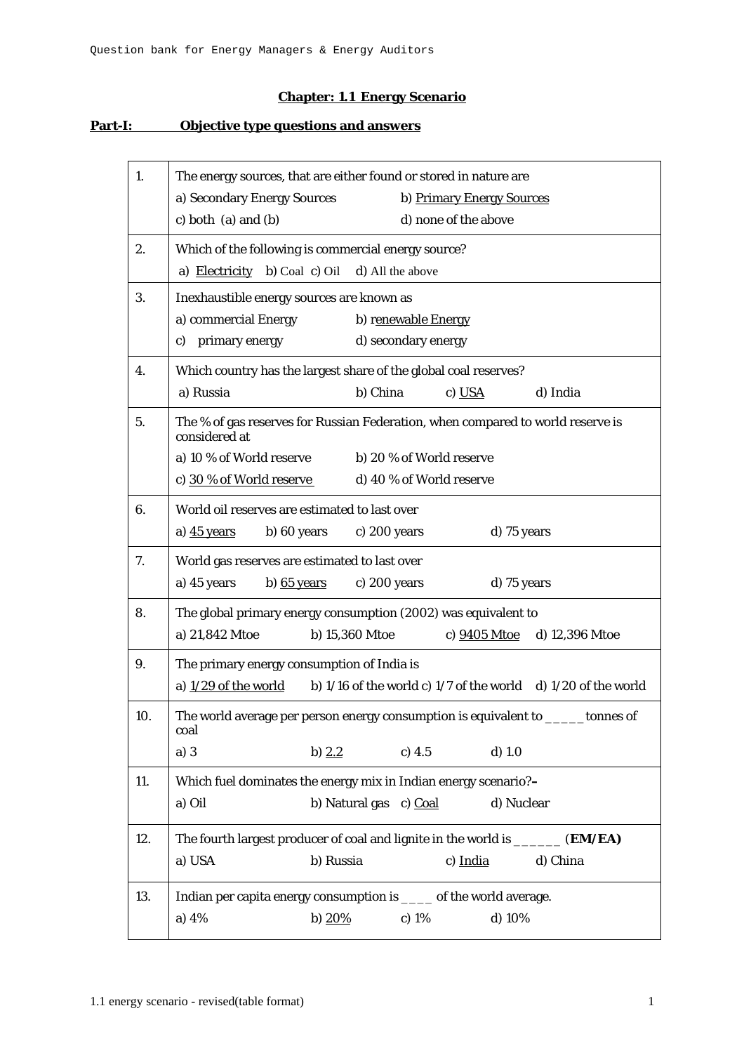## Chapter: 1.1 Energy Scenario

### Part-I: Objective type questions and answers

| | |
|---|---|
| 1. | The energy sources, that are either found or stored in nature are<br>a) Secondary Energy Sources b) <u>Primary Energy Sources</u><br>c) both (a) and (b) d) none of the above |
| 2. | Which of the following is commercial energy source?<br>a) <u>Electricity</u> b) Coal c) Oil d) All the above |
| 3. | Inexhaustible energy sources are known as<br>a) commercial Energy b) <u>renewable Energy</u><br>c) primary energy d) secondary energy |
| 4. | Which country has the largest share of the global coal reserves?<br>a) Russia b) China c) <u>USA</u> d) India |
| 5. | The % of gas reserves for Russian Federation, when compared to world reserve is considered at<br>a) 10 % of World reserve b) 20 % of World reserve<br>c) <u>30 % of World reserve</u> d) 40 % of World reserve |
| 6. | World oil reserves are estimated to last over<br>a) <u>45 years</u> b) 60 years c) 200 years d) 75 years |
| 7. | World gas reserves are estimated to last over<br>a) 45 years b) <u>65 years</u> c) 200 years d) 75 years |
| 8. | The global primary energy consumption (2002) was equivalent to<br>a) 21,842 Mtoe b) 15,360 Mtoe c) <u>9405 Mtoe</u> d) 12,396 Mtoe |
| 9. | The primary energy consumption of India is<br>a) <u>1/29 of the world</u> b) 1/16 of the world c) 1/7 of the world d) 1/20 of the world |
| 10. | The world average per person energy consumption is equivalent to _____ tonnes of coal<br>a) 3 b) <u>2.2</u> c) 4.5 d) 1.0 |
| 11. | Which fuel dominates the energy mix in Indian energy scenario?–<br>a) Oil b) Natural gas c) <u>Coal</u> d) Nuclear |
| 12. | The fourth largest producer of coal and lignite in the world is ______ (**EM/EA)**<br>a) USA b) Russia c) <u>India</u> d) China |
| 13. | Indian per capita energy consumption is ____ of the world average.<br>a) 4% b) <u>20%</u> c) 1% d) 10% |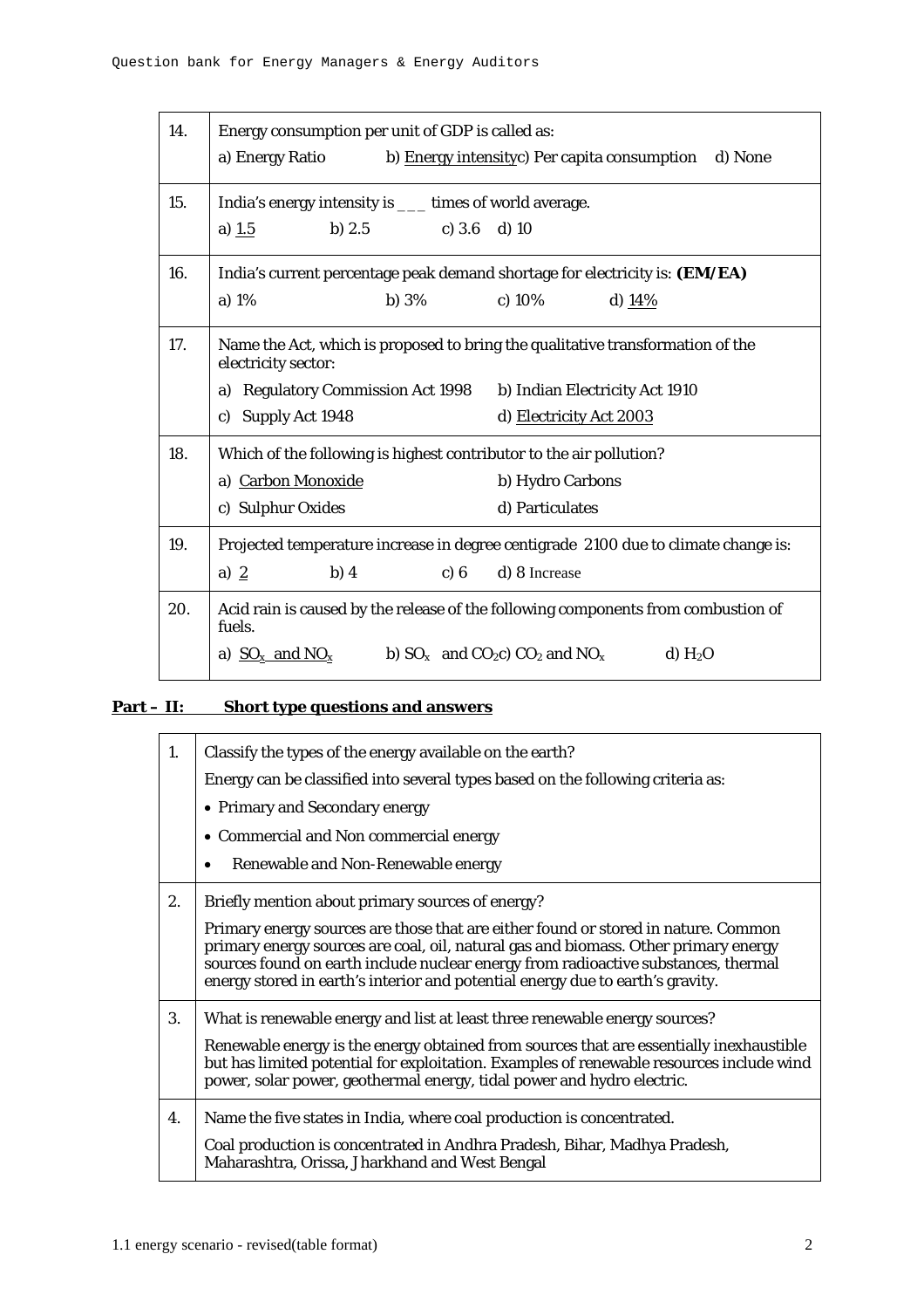| | |
|---|---|
| 14. | Energy consumption per unit of GDP is called as:<br>a) Energy Ratio  b) <u>Energy intensity</u>c) Per capita consumption  d) None |
| 15. | India's energy intensity is ___ times of world average.<br>a) <u>1.5</u>  b) 2.5  c) 3.6  d) 10 |
| 16. | India's current percentage peak demand shortage for electricity is: **(EM/EA)**<br>a) 1%  b) 3%  c) 10%  d) <u>14%</u> |
| 17. | Name the Act, which is proposed to bring the qualitative transformation of the electricity sector:<br>a) Regulatory Commission Act 1998  b) Indian Electricity Act 1910<br>c) Supply Act 1948  d) <u>Electricity Act 2003</u> |
| 18. | Which of the following is highest contributor to the air pollution?<br>a) <u>Carbon Monoxide</u>  b) Hydro Carbons<br>c) Sulphur Oxides  d) Particulates |
| 19. | Projected temperature increase in degree centigrade 2100 due to climate change is:<br>a) <u>2</u>  b) 4  c) 6  d) 8 Increase |
| 20. | Acid rain is caused by the release of the following components from combustion of fuels.<br>a) <u>$SO_x$ and $NO_x$</u>  b) $SO_x$ and $CO_2$c) $CO_2$ and $NO_x$  d) $H_2O$ |

**<u>Part – II: Short type questions and answers</u>**

| | |
|---|---|
| 1. | Classify the types of the energy available on the earth?<br>Energy can be classified into several types based on the following criteria as:<br>• Primary and Secondary energy<br>• Commercial and Non commercial energy<br>• Renewable and Non-Renewable energy |
| 2. | Briefly mention about primary sources of energy?<br>Primary energy sources are those that are either found or stored in nature. Common primary energy sources are coal, oil, natural gas and biomass. Other primary energy sources found on earth include nuclear energy from radioactive substances, thermal energy stored in earth's interior and potential energy due to earth's gravity. |
| 3. | What is renewable energy and list at least three renewable energy sources?<br>Renewable energy is the energy obtained from sources that are essentially inexhaustible but has limited potential for exploitation. Examples of renewable resources include wind power, solar power, geothermal energy, tidal power and hydro electric. |
| 4. | Name the five states in India, where coal production is concentrated.<br>Coal production is concentrated in Andhra Pradesh, Bihar, Madhya Pradesh, Maharashtra, Orissa, Jharkhand and West Bengal |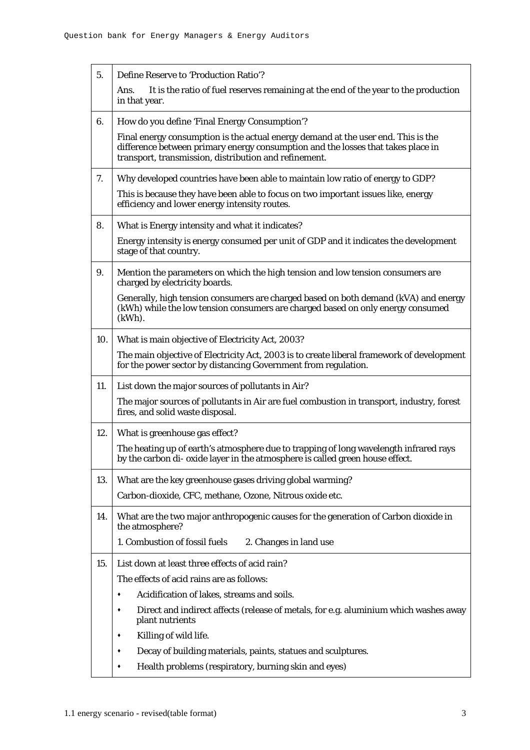| | |
|---|---|
| 5. | Define Reserve to 'Production Ratio'?<br><br>Ans. It is the ratio of fuel reserves remaining at the end of the year to the production in that year. |
| 6. | How do you define 'Final Energy Consumption'?<br><br>Final energy consumption is the actual energy demand at the user end. This is the difference between primary energy consumption and the losses that takes place in transport, transmission, distribution and refinement. |
| 7. | Why developed countries have been able to maintain low ratio of energy to GDP?<br><br>This is because they have been able to focus on two important issues like, energy efficiency and lower energy intensity routes. |
| 8. | What is Energy intensity and what it indicates?<br><br>Energy intensity is energy consumed per unit of GDP and it indicates the development stage of that country. |
| 9. | Mention the parameters on which the high tension and low tension consumers are charged by electricity boards.<br><br>Generally, high tension consumers are charged based on both demand (kVA) and energy (kWh) while the low tension consumers are charged based on only energy consumed (kWh). |
| 10. | What is main objective of Electricity Act, 2003?<br><br>The main objective of Electricity Act, 2003 is to create liberal framework of development for the power sector by distancing Government from regulation. |
| 11. | List down the major sources of pollutants in Air?<br><br>The major sources of pollutants in Air are fuel combustion in transport, industry, forest fires, and solid waste disposal. |
| 12. | What is greenhouse gas effect?<br><br>The heating up of earth's atmosphere due to trapping of long wavelength infrared rays by the carbon di- oxide layer in the atmosphere is called green house effect. |
| 13. | What are the key greenhouse gases driving global warming?<br><br>Carbon-dioxide, CFC, methane, Ozone, Nitrous oxide etc. |
| 14. | What are the two major anthropogenic causes for the generation of Carbon dioxide in the atmosphere?<br><br>1. Combustion of fossil fuels 2. Changes in land use |
| 15. | List down at least three effects of acid rain?<br><br>The effects of acid rains are as follows:<br><br>• Acidification of lakes, streams and soils.<br>• Direct and indirect affects (release of metals, for e.g. aluminium which washes away plant nutrients<br>• Killing of wild life.<br>• Decay of building materials, paints, statues and sculptures.<br>• Health problems (respiratory, burning skin and eyes) |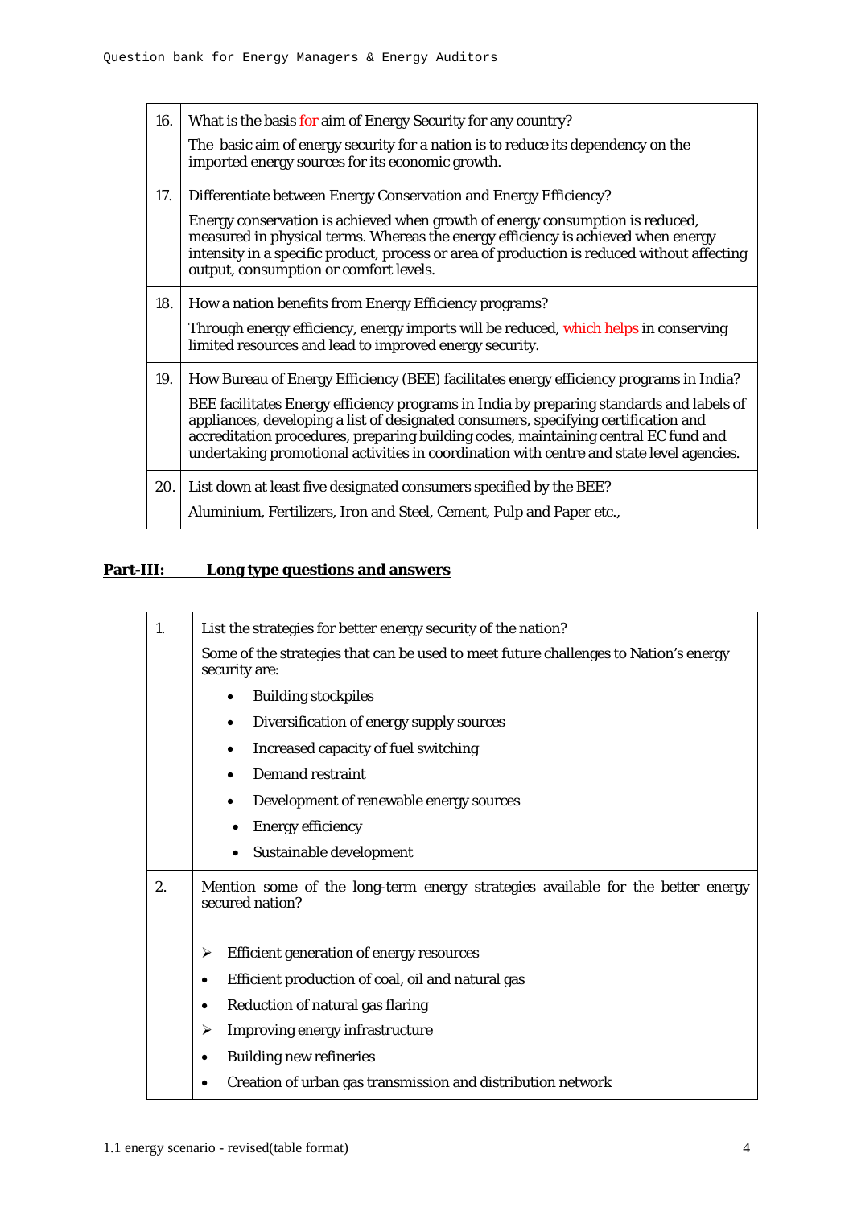| | |
|---|---|
| 16. | What is the basis for aim of Energy Security for any country?<br><br>The basic aim of energy security for a nation is to reduce its dependency on the imported energy sources for its economic growth. |
| 17. | Differentiate between Energy Conservation and Energy Efficiency?<br><br>Energy conservation is achieved when growth of energy consumption is reduced, measured in physical terms. Whereas the energy efficiency is achieved when energy intensity in a specific product, process or area of production is reduced without affecting output, consumption or comfort levels. |
| 18. | How a nation benefits from Energy Efficiency programs?<br><br>Through energy efficiency, energy imports will be reduced, which helps in conserving limited resources and lead to improved energy security. |
| 19. | How Bureau of Energy Efficiency (BEE) facilitates energy efficiency programs in India?<br><br>BEE facilitates Energy efficiency programs in India by preparing standards and labels of appliances, developing a list of designated consumers, specifying certification and accreditation procedures, preparing building codes, maintaining central EC fund and undertaking promotional activities in coordination with centre and state level agencies. |
| 20. | List down at least five designated consumers specified by the BEE?<br><br>Aluminium, Fertilizers, Iron and Steel, Cement, Pulp and Paper etc., |

## Part-III: Long type questions and answers

| | |
|---|---|
| 1. | List the strategies for better energy security of the nation?<br><br>Some of the strategies that can be used to meet future challenges to Nation's energy security are:<br><br>• Building stockpiles<br>• Diversification of energy supply sources<br>• Increased capacity of fuel switching<br>• Demand restraint<br>• Development of renewable energy sources<br>• Energy efficiency<br>• Sustainable development |
| 2. | Mention some of the long-term energy strategies available for the better energy secured nation?<br><br>➢ Efficient generation of energy resources<br>• Efficient production of coal, oil and natural gas<br>• Reduction of natural gas flaring<br>➢ Improving energy infrastructure<br>• Building new refineries<br>• Creation of urban gas transmission and distribution network |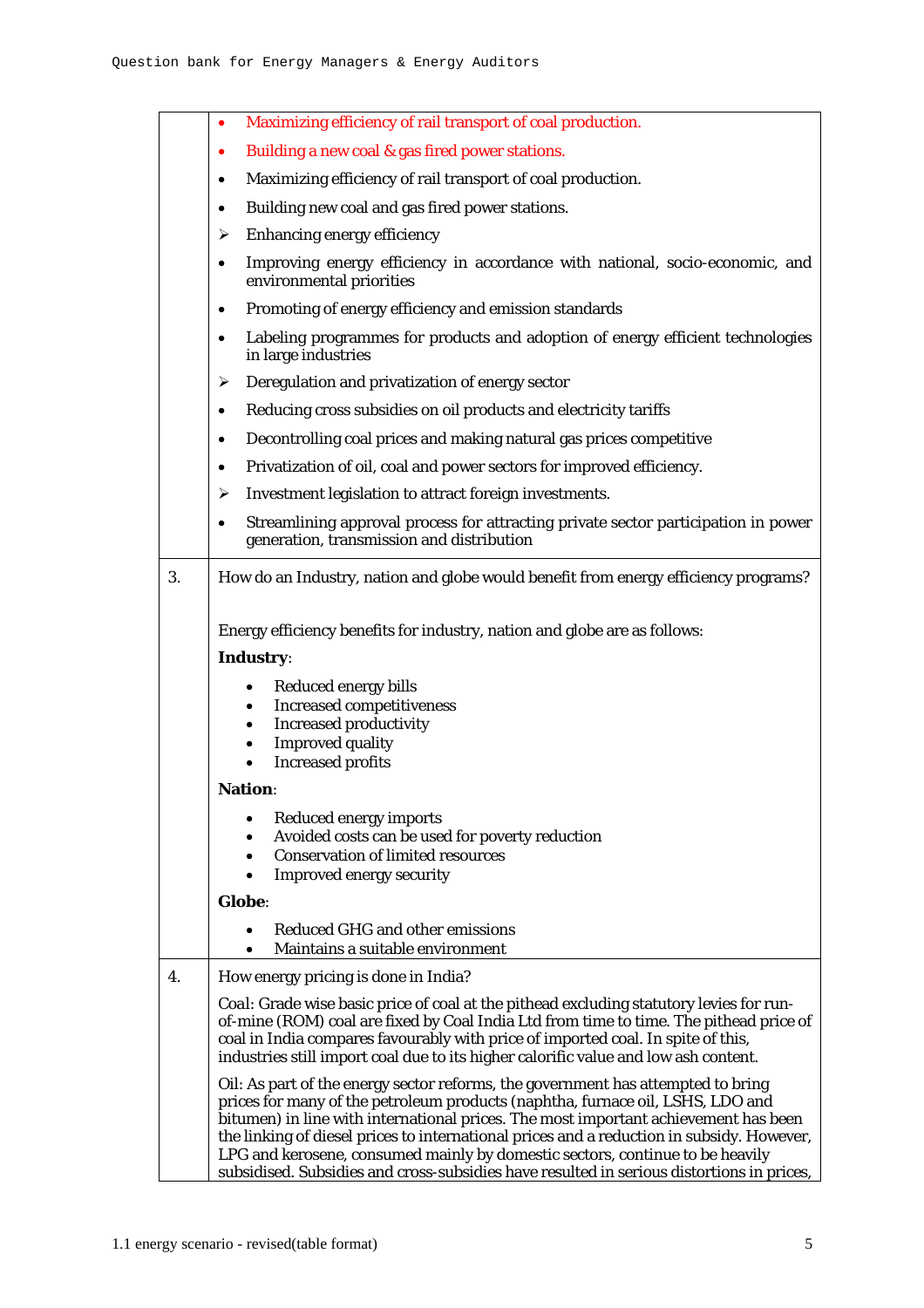| | |
|---|---|
| | • Maximizing efficiency of rail transport of coal production.<br>• Building a new coal & gas fired power stations.<br>• Maximizing efficiency of rail transport of coal production.<br>• Building new coal and gas fired power stations.<br>➢ Enhancing energy efficiency<br>• Improving energy efficiency in accordance with national, socio-economic, and environmental priorities<br>• Promoting of energy efficiency and emission standards<br>• Labeling programmes for products and adoption of energy efficient technologies in large industries<br>➢ Deregulation and privatization of energy sector<br>• Reducing cross subsidies on oil products and electricity tariffs<br>• Decontrolling coal prices and making natural gas prices competitive<br>• Privatization of oil, coal and power sectors for improved efficiency.<br>➢ Investment legislation to attract foreign investments.<br>• Streamlining approval process for attracting private sector participation in power generation, transmission and distribution |
| 3. | How do an Industry, nation and globe would benefit from energy efficiency programs?<br><br>Energy efficiency benefits for industry, nation and globe are as follows:<br>**Industry**:<br>• Reduced energy bills<br>• Increased competitiveness<br>• Increased productivity<br>• Improved quality<br>• Increased profits<br>**Nation**:<br>• Reduced energy imports<br>• Avoided costs can be used for poverty reduction<br>• Conservation of limited resources<br>• Improved energy security<br>**Globe**:<br>• Reduced GHG and other emissions<br>• Maintains a suitable environment |
| 4. | How energy pricing is done in India?<br><br>Coal: Grade wise basic price of coal at the pithead excluding statutory levies for run-of-mine (ROM) coal are fixed by Coal India Ltd from time to time. The pithead price of coal in India compares favourably with price of imported coal. In spite of this, industries still import coal due to its higher calorific value and low ash content.<br><br>Oil: As part of the energy sector reforms, the government has attempted to bring prices for many of the petroleum products (naphtha, furnace oil, LSHS, LDO and bitumen) in line with international prices. The most important achievement has been the linking of diesel prices to international prices and a reduction in subsidy. However, LPG and kerosene, consumed mainly by domestic sectors, continue to be heavily subsidised. Subsidies and cross-subsidies have resulted in serious distortions in prices, |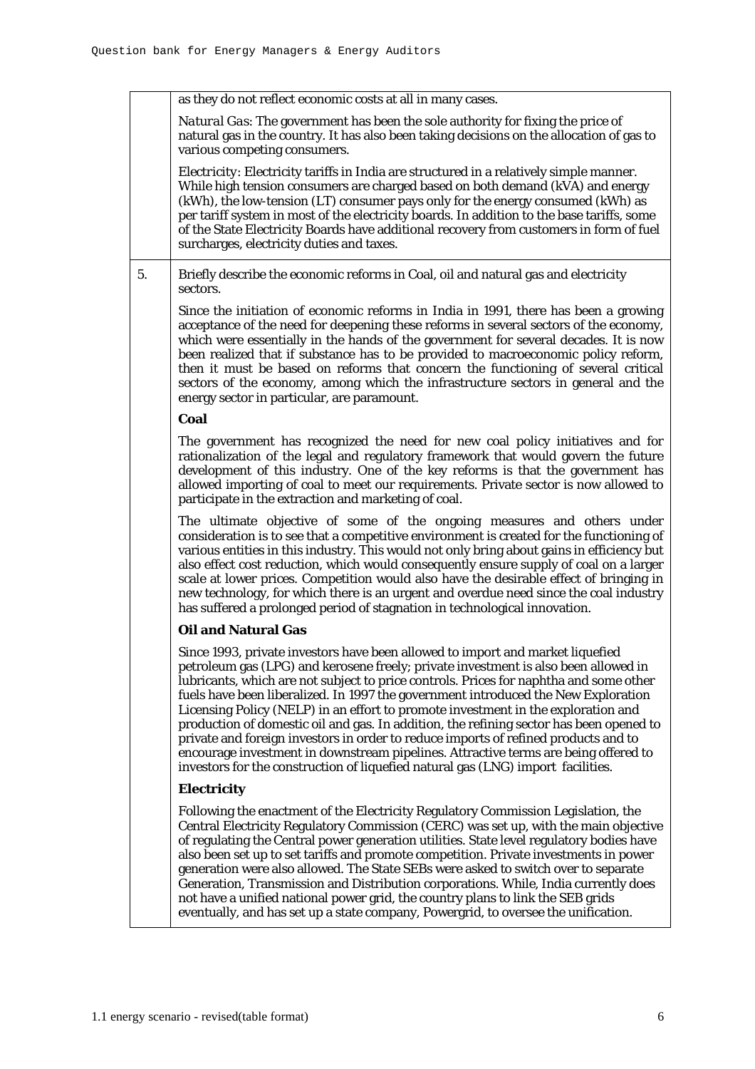| | |
|---|---|
| | as they do not reflect economic costs at all in many cases.<br><br>*Natural Gas*: The government has been the sole authority for fixing the price of natural gas in the country. It has also been taking decisions on the allocation of gas to various competing consumers.<br><br>*Electricity*: Electricity tariffs in India are structured in a relatively simple manner. While high tension consumers are charged based on both demand (kVA) and energy (kWh), the low-tension (LT) consumer pays only for the energy consumed (kWh) as per tariff system in most of the electricity boards. In addition to the base tariffs, some of the State Electricity Boards have additional recovery from customers in form of fuel surcharges, electricity duties and taxes. |
| 5. | Briefly describe the economic reforms in Coal, oil and natural gas and electricity sectors.<br><br>Since the initiation of economic reforms in India in 1991, there has been a growing acceptance of the need for deepening these reforms in several sectors of the economy, which were essentially in the hands of the government for several decades. It is now been realized that if substance has to be provided to macroeconomic policy reform, then it must be based on reforms that concern the functioning of several critical sectors of the economy, among which the infrastructure sectors in general and the energy sector in particular, are paramount.<br><br>**Coal**<br><br>The government has recognized the need for new coal policy initiatives and for rationalization of the legal and regulatory framework that would govern the future development of this industry. One of the key reforms is that the government has allowed importing of coal to meet our requirements. Private sector is now allowed to participate in the extraction and marketing of coal.<br><br>The ultimate objective of some of the ongoing measures and others under consideration is to see that a competitive environment is created for the functioning of various entities in this industry. This would not only bring about gains in efficiency but also effect cost reduction, which would consequently ensure supply of coal on a larger scale at lower prices. Competition would also have the desirable effect of bringing in new technology, for which there is an urgent and overdue need since the coal industry has suffered a prolonged period of stagnation in technological innovation.<br><br>**Oil and Natural Gas**<br><br>Since 1993, private investors have been allowed to import and market liquefied petroleum gas (LPG) and kerosene freely; private investment is also been allowed in lubricants, which are not subject to price controls. Prices for naphtha and some other fuels have been liberalized. In 1997 the government introduced the New Exploration Licensing Policy (NELP) in an effort to promote investment in the exploration and production of domestic oil and gas. In addition, the refining sector has been opened to private and foreign investors in order to reduce imports of refined products and to encourage investment in downstream pipelines. Attractive terms are being offered to investors for the construction of liquefied natural gas (LNG) import facilities.<br><br>**Electricity**<br><br>Following the enactment of the Electricity Regulatory Commission Legislation, the Central Electricity Regulatory Commission (CERC) was set up, with the main objective of regulating the Central power generation utilities. State level regulatory bodies have also been set up to set tariffs and promote competition. Private investments in power generation were also allowed. The State SEBs were asked to switch over to separate Generation, Transmission and Distribution corporations. While, India currently does not have a unified national power grid, the country plans to link the SEB grids eventually, and has set up a state company, Powergrid, to oversee the unification. |